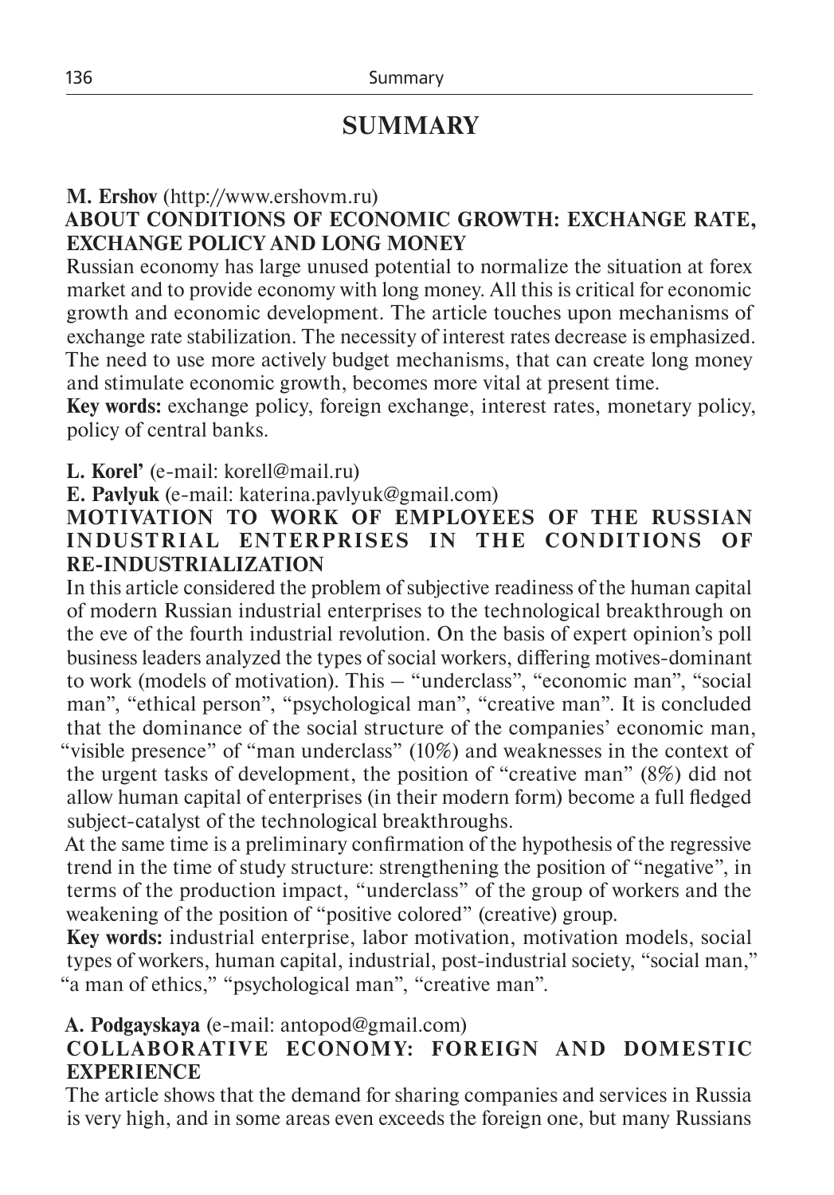# SUMMARY

**M. Ershov** (http://www.ershovm.ru)

**ABOUT CONDITIONS OF ECONOMIC GROWTH: EXCHANGE RATE, EXCHANGE POLICY AND LONG MONEY**

Russian economy has large unused potential to normalize the situation at forex market and to provide economy with long money. All this is critical for economic growth and economic development. The article touches upon mechanisms of exchange rate stabilization. The necessity of interest rates decrease is emphasized. The need to use more actively budget mechanisms, that can create long money and stimulate economic growth, becomes more vital at present time.

**Key words:** exchange policy, foreign exchange, interest rates, monetary policy, policy of central banks.

**L. Korel'** (e-mail: korell@mail.ru)

**E. Pavlyuk** (e-mail: katerina.pavlyuk@gmail.com)

**MOTIVATION TO WORK OF EMPLOYEES OF THE RUSSIAN INDUSTRIAL ENTERPRISES IN THE CONDITIONS OF RE-INDUSTRIALIZATION**

In this article considered the problem of subjective readiness of the human capital of modern Russian industrial enterprises to the technological breakthrough on the eve of the fourth industrial revolution. On the basis of expert opinion's poll business leaders analyzed the types of social workers, differing motives-dominant to work (models of motivation). This – "underclass", "economic man", "social man", "ethical person", "psychological man", "creative man". It is concluded that the dominance of the social structure of the companies' economic man, "visible presence" of "man underclass" (10%) and weaknesses in the context of the urgent tasks of development, the position of "creative man" (8%) did not allow human capital of enterprises (in their modern form) become a full fledged subject-catalyst of the technological breakthroughs.

At the same time is a preliminary confirmation of the hypothesis of the regressive trend in the time of study structure: strengthening the position of "negative", in terms of the production impact, "underclass" of the group of workers and the weakening of the position of "positive colored" (creative) group.

**Key words:** industrial enterprise, labor motivation, motivation models, social types of workers, human capital, industrial, post-industrial society, "social man," "a man of ethics," "psychological man", "creative man".

**A. Podgayskaya** (e-mail: antopod@gmail.com)

**COLLABORATIVE ECONOMY: FOREIGN AND DOMESTIC EXPERIENCE**

The article shows that the demand for sharing companies and services in Russia is very high, and in some areas even exceeds the foreign one, but many Russians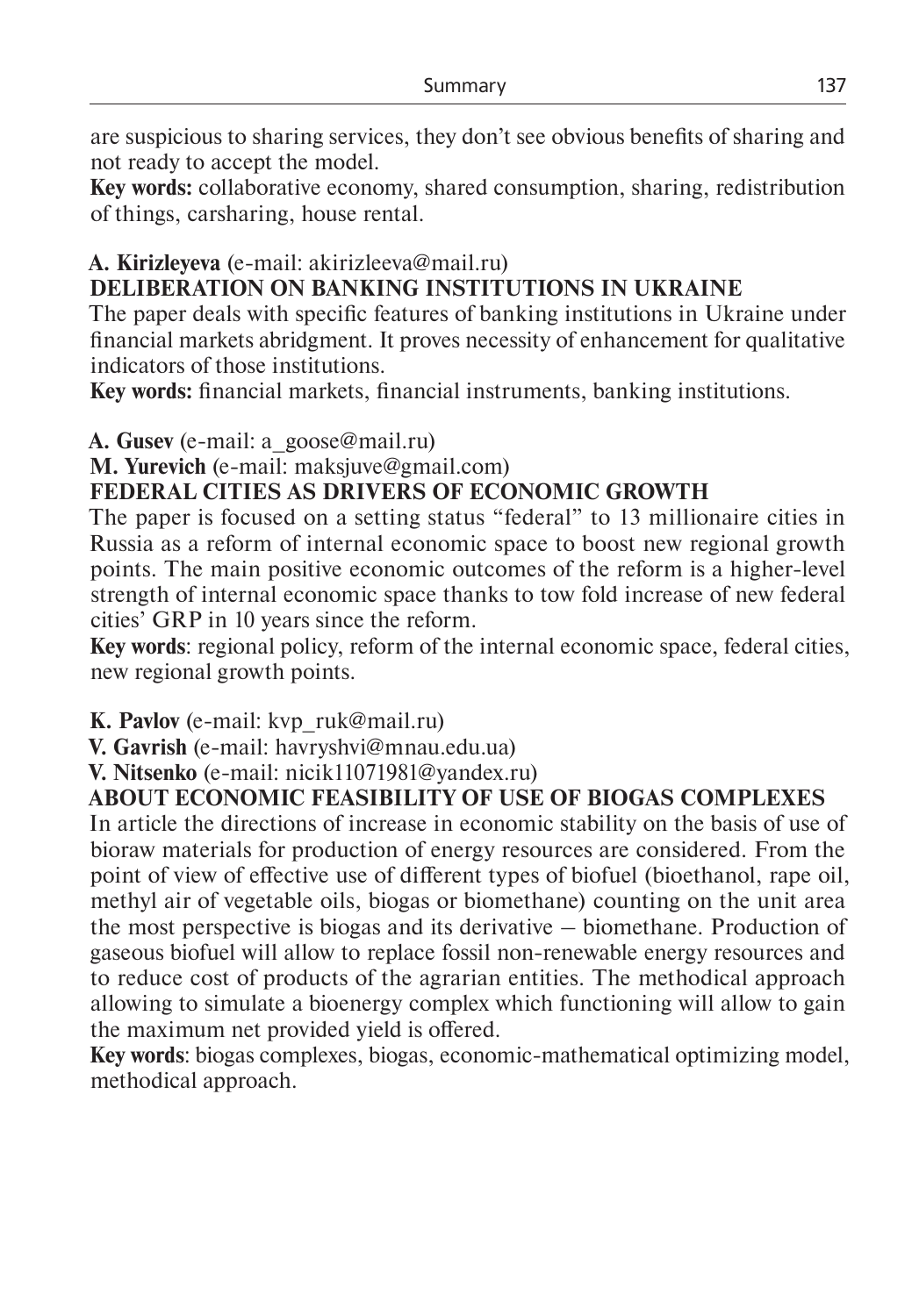are suspicious to sharing services, they don't see obvious benefits of sharing and not ready to accept the model.

**Key words:** collaborative economy, shared consumption, sharing, redistribution of things, carsharing, house rental.

**A. Kirizleyeva** (e-mail: akirizleeva@mail.ru)

**DELIBERATION ON BANKING INSTITUTIONS IN UKRAINE**

The paper deals with specific features of banking institutions in Ukraine under financial markets abridgment. It proves necessity of enhancement for qualitative indicators of those institutions.

**Key words:** financial markets, financial instruments, banking institutions.

**A. Gusev** (e-mail: a_goose@mail.ru)

**M. Yurevich** (e-mail: maksjuve@gmail.com)

**FEDERAL CITIES AS DRIVERS OF ECONOMIC GROWTH**

The paper is focused on a setting status "federal" to 13 millionaire cities in Russia as a reform of internal economic space to boost new regional growth points. The main positive economic outcomes of the reform is a higher-level strength of internal economic space thanks to tow fold increase of new federal cities' GRP in 10 years since the reform.

**Key words**: regional policy, reform of the internal economic space, federal cities, new regional growth points.

**K. Pavlov** (e-mail: kvp_ruk@mail.ru)

**V. Gavrish** (e-mail: havryshvi@mnau.edu.ua)

**V. Nitsenko** (e-mail: nicik11071981@yandex.ru)

**ABOUT ECONOMIC FEASIBILITY OF USE OF BIOGAS COMPLEXES**

In article the directions of increase in economic stability on the basis of use of bioraw materials for production of energy resources are considered. From the point of view of effective use of different types of biofuel (bioethanol, rape oil, methyl air of vegetable oils, biogas or biomethane) counting on the unit area the most perspective is biogas and its derivative – biomethane. Production of gaseous biofuel will allow to replace fossil non-renewable energy resources and to reduce cost of products of the agrarian entities. The methodical approach allowing to simulate a bioenergy complex which functioning will allow to gain the maximum net provided yield is offered.

**Key words**: biogas complexes, biogas, economic-mathematical optimizing model, methodical approach.